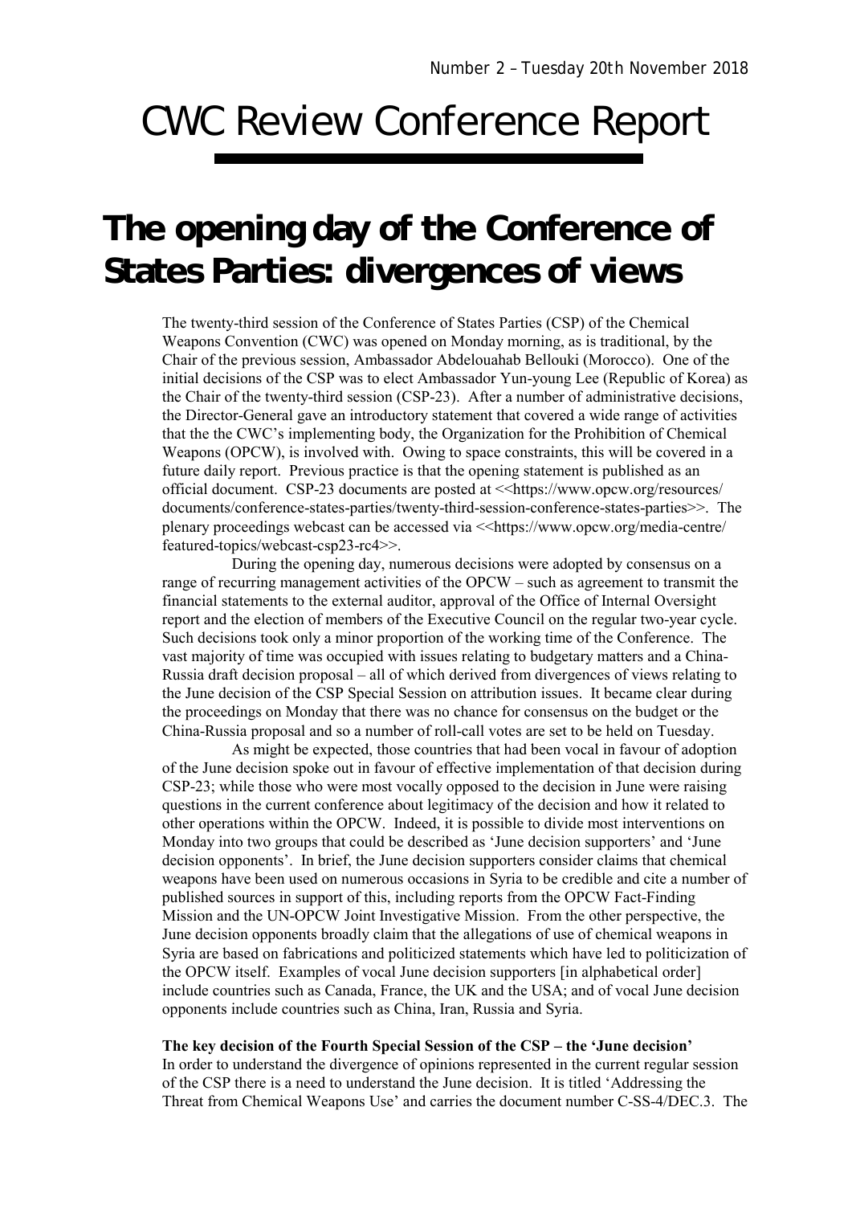Number 2 – Tuesday 20th November 2018

# CWC Review Conference Report

## The opening day of the Conference of States Parties: divergences of views

The twenty-third session of the Conference of States Parties (CSP) of the Chemical Weapons Convention (CWC) was opened on Monday morning, as is traditional, by the Chair of the previous session, Ambassador Abdelouahab Bellouki (Morocco). One of the initial decisions of the CSP was to elect Ambassador Yun-young Lee (Republic of Korea) as the Chair of the twenty-third session (CSP-23). After a number of administrative decisions, the Director-General gave an introductory statement that covered a wide range of activities that the the CWC's implementing body, the Organization for the Prohibition of Chemical Weapons (OPCW), is involved with. Owing to space constraints, this will be covered in a future daily report. Previous practice is that the opening statement is published as an official document. CSP-23 documents are posted at <<https://www.opcw.org/resources/documents/conference-states-parties/twenty-third-session-conference-states-parties>>. The plenary proceedings webcast can be accessed via <<https://www.opcw.org/media-centre/featured-topics/webcast-csp23-rc4>>.

During the opening day, numerous decisions were adopted by consensus on a range of recurring management activities of the OPCW – such as agreement to transmit the financial statements to the external auditor, approval of the Office of Internal Oversight report and the election of members of the Executive Council on the regular two-year cycle. Such decisions took only a minor proportion of the working time of the Conference. The vast majority of time was occupied with issues relating to budgetary matters and a China-Russia draft decision proposal – all of which derived from divergences of views relating to the June decision of the CSP Special Session on attribution issues. It became clear during the proceedings on Monday that there was no chance for consensus on the budget or the China-Russia proposal and so a number of roll-call votes are set to be held on Tuesday.

As might be expected, those countries that had been vocal in favour of adoption of the June decision spoke out in favour of effective implementation of that decision during CSP-23; while those who were most vocally opposed to the decision in June were raising questions in the current conference about legitimacy of the decision and how it related to other operations within the OPCW. Indeed, it is possible to divide most interventions on Monday into two groups that could be described as 'June decision supporters' and 'June decision opponents'. In brief, the June decision supporters consider claims that chemical weapons have been used on numerous occasions in Syria to be credible and cite a number of published sources in support of this, including reports from the OPCW Fact-Finding Mission and the UN-OPCW Joint Investigative Mission. From the other perspective, the June decision opponents broadly claim that the allegations of use of chemical weapons in Syria are based on fabrications and politicized statements which have led to politicization of the OPCW itself. Examples of vocal June decision supporters [in alphabetical order] include countries such as Canada, France, the UK and the USA; and of vocal June decision opponents include countries such as China, Iran, Russia and Syria.

**The key decision of the Fourth Special Session of the CSP – the 'June decision'**

In order to understand the divergence of opinions represented in the current regular session of the CSP there is a need to understand the June decision. It is titled 'Addressing the Threat from Chemical Weapons Use' and carries the document number C-SS-4/DEC.3. The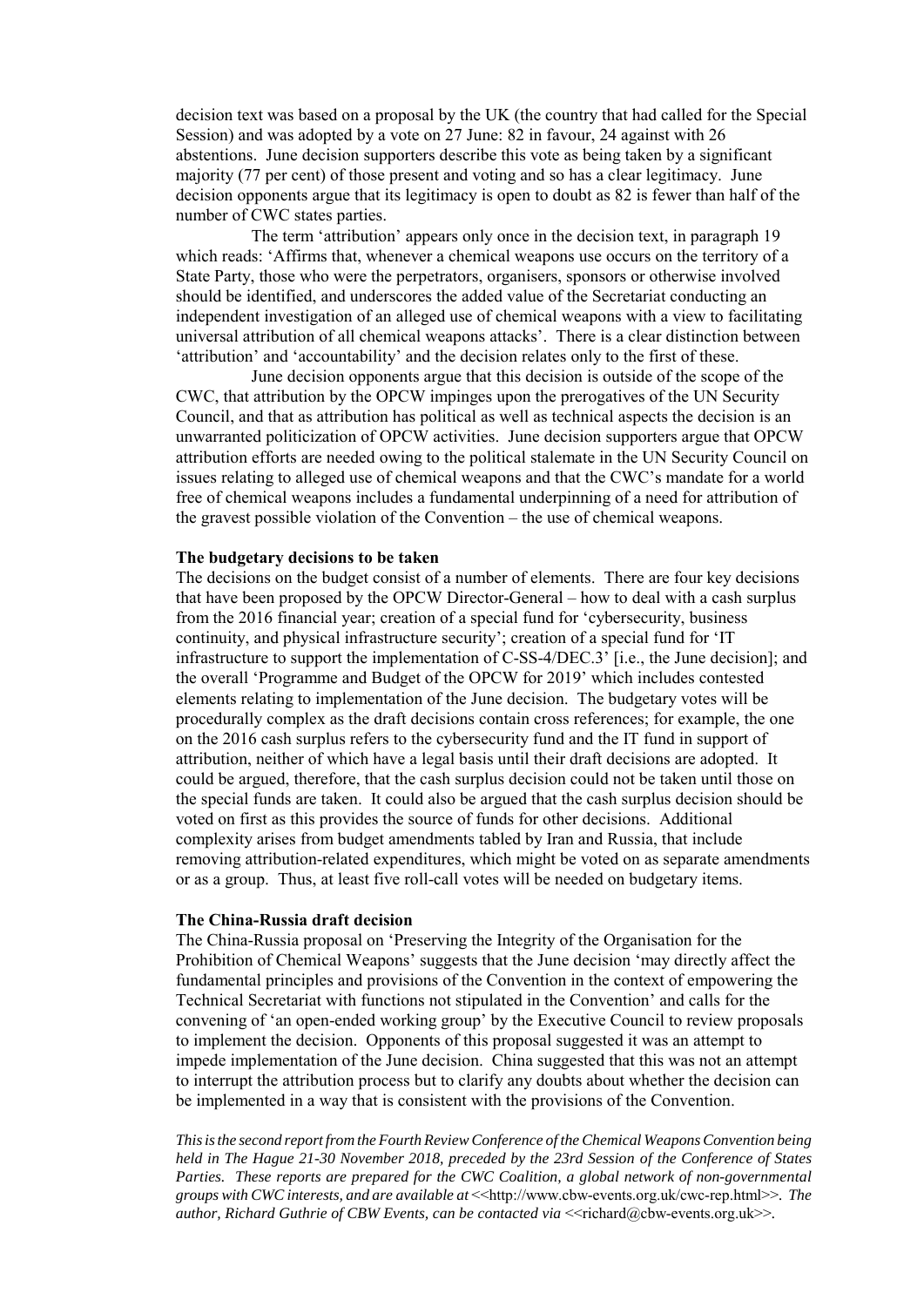decision text was based on a proposal by the UK (the country that had called for the Special Session) and was adopted by a vote on 27 June: 82 in favour, 24 against with 26 abstentions. June decision supporters describe this vote as being taken by a significant majority (77 per cent) of those present and voting and so has a clear legitimacy. June decision opponents argue that its legitimacy is open to doubt as 82 is fewer than half of the number of CWC states parties.

The term 'attribution' appears only once in the decision text, in paragraph 19 which reads: 'Affirms that, whenever a chemical weapons use occurs on the territory of a State Party, those who were the perpetrators, organisers, sponsors or otherwise involved should be identified, and underscores the added value of the Secretariat conducting an independent investigation of an alleged use of chemical weapons with a view to facilitating universal attribution of all chemical weapons attacks'. There is a clear distinction between 'attribution' and 'accountability' and the decision relates only to the first of these.

June decision opponents argue that this decision is outside of the scope of the CWC, that attribution by the OPCW impinges upon the prerogatives of the UN Security Council, and that as attribution has political as well as technical aspects the decision is an unwarranted politicization of OPCW activities. June decision supporters argue that OPCW attribution efforts are needed owing to the political stalemate in the UN Security Council on issues relating to alleged use of chemical weapons and that the CWC's mandate for a world free of chemical weapons includes a fundamental underpinning of a need for attribution of the gravest possible violation of the Convention – the use of chemical weapons.

**The budgetary decisions to be taken**

The decisions on the budget consist of a number of elements. There are four key decisions that have been proposed by the OPCW Director-General – how to deal with a cash surplus from the 2016 financial year; creation of a special fund for 'cybersecurity, business continuity, and physical infrastructure security'; creation of a special fund for 'IT infrastructure to support the implementation of C-SS-4/DEC.3' [i.e., the June decision]; and the overall 'Programme and Budget of the OPCW for 2019' which includes contested elements relating to implementation of the June decision. The budgetary votes will be procedurally complex as the draft decisions contain cross references; for example, the one on the 2016 cash surplus refers to the cybersecurity fund and the IT fund in support of attribution, neither of which have a legal basis until their draft decisions are adopted. It could be argued, therefore, that the cash surplus decision could not be taken until those on the special funds are taken. It could also be argued that the cash surplus decision should be voted on first as this provides the source of funds for other decisions. Additional complexity arises from budget amendments tabled by Iran and Russia, that include removing attribution-related expenditures, which might be voted on as separate amendments or as a group. Thus, at least five roll-call votes will be needed on budgetary items.

**The China-Russia draft decision**

The China-Russia proposal on 'Preserving the Integrity of the Organisation for the Prohibition of Chemical Weapons' suggests that the June decision 'may directly affect the fundamental principles and provisions of the Convention in the context of empowering the Technical Secretariat with functions not stipulated in the Convention' and calls for the convening of 'an open-ended working group' by the Executive Council to review proposals to implement the decision. Opponents of this proposal suggested it was an attempt to impede implementation of the June decision. China suggested that this was not an attempt to interrupt the attribution process but to clarify any doubts about whether the decision can be implemented in a way that is consistent with the provisions of the Convention.

*This is the second report from the Fourth Review Conference of the Chemical Weapons Convention being held in The Hague 21-30 November 2018, preceded by the 23rd Session of the Conference of States Parties. These reports are prepared for the CWC Coalition, a global network of non-governmental groups with CWC interests, and are available at* <<http://www.cbw-events.org.uk/cwc-rep.html>>. *The author, Richard Guthrie of CBW Events, can be contacted via* <<richard@cbw-events.org.uk>>.